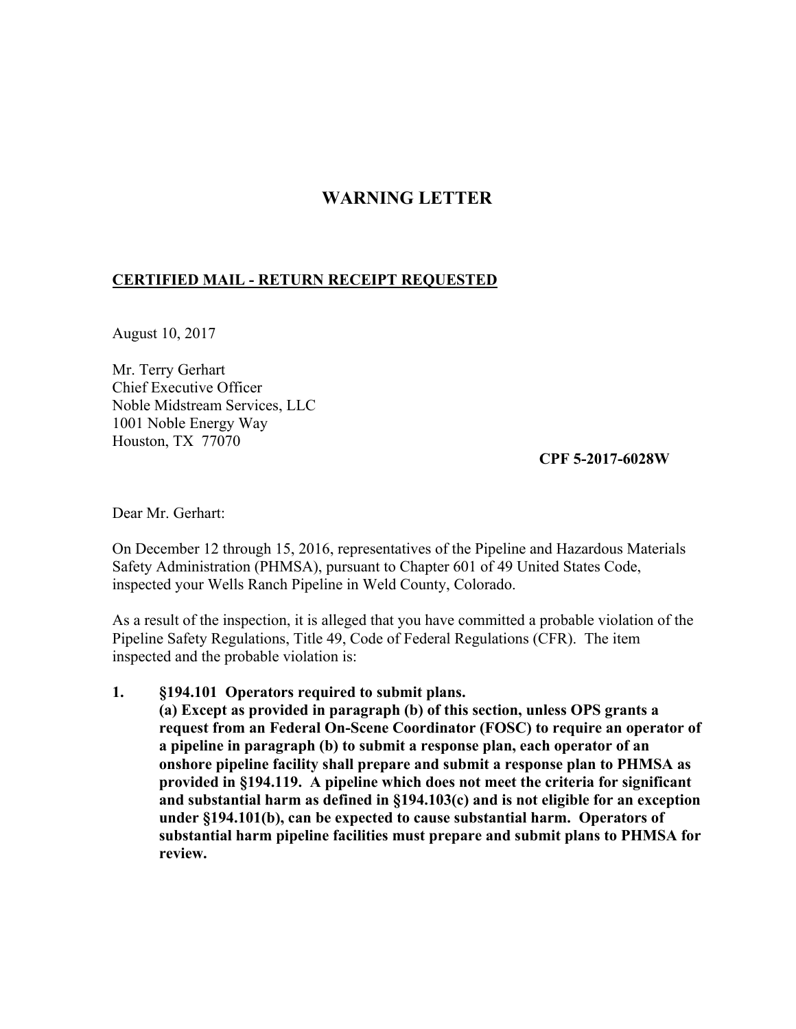# WARNING LETTER

**CERTIFIED MAIL - RETURN RECEIPT REQUESTED**

August 10, 2017

Mr. Terry Gerhart
Chief Executive Officer
Noble Midstream Services, LLC
1001 Noble Energy Way
Houston, TX 77070

**CPF 5-2017-6028W**

Dear Mr. Gerhart:

On December 12 through 15, 2016, representatives of the Pipeline and Hazardous Materials Safety Administration (PHMSA), pursuant to Chapter 601 of 49 United States Code, inspected your Wells Ranch Pipeline in Weld County, Colorado.

As a result of the inspection, it is alleged that you have committed a probable violation of the Pipeline Safety Regulations, Title 49, Code of Federal Regulations (CFR). The item inspected and the probable violation is:

1. **§194.101 Operators required to submit plans.**
   **(a) Except as provided in paragraph (b) of this section, unless OPS grants a request from an Federal On-Scene Coordinator (FOSC) to require an operator of a pipeline in paragraph (b) to submit a response plan, each operator of an onshore pipeline facility shall prepare and submit a response plan to PHMSA as provided in §194.119. A pipeline which does not meet the criteria for significant and substantial harm as defined in §194.103(c) and is not eligible for an exception under §194.101(b), can be expected to cause substantial harm. Operators of substantial harm pipeline facilities must prepare and submit plans to PHMSA for review.**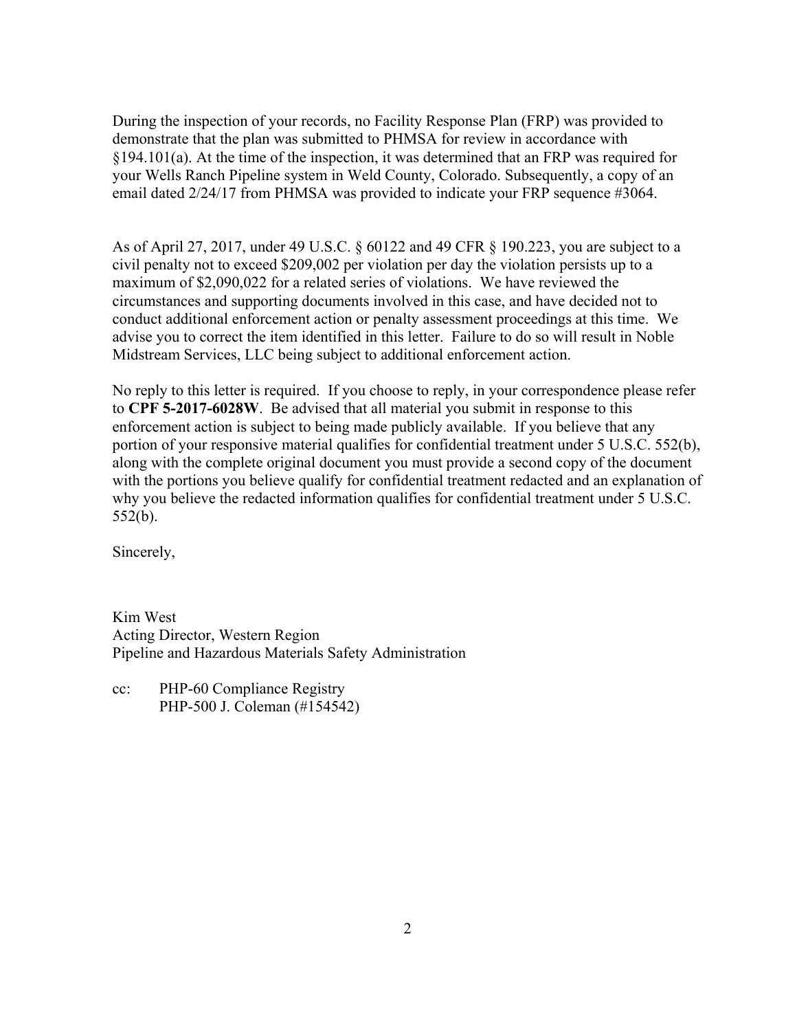During the inspection of your records, no Facility Response Plan (FRP) was provided to demonstrate that the plan was submitted to PHMSA for review in accordance with §194.101(a). At the time of the inspection, it was determined that an FRP was required for your Wells Ranch Pipeline system in Weld County, Colorado. Subsequently, a copy of an email dated 2/24/17 from PHMSA was provided to indicate your FRP sequence #3064.

As of April 27, 2017, under 49 U.S.C. § 60122 and 49 CFR § 190.223, you are subject to a civil penalty not to exceed $209,002 per violation per day the violation persists up to a maximum of $2,090,022 for a related series of violations. We have reviewed the circumstances and supporting documents involved in this case, and have decided not to conduct additional enforcement action or penalty assessment proceedings at this time. We advise you to correct the item identified in this letter. Failure to do so will result in Noble Midstream Services, LLC being subject to additional enforcement action.

No reply to this letter is required. If you choose to reply, in your correspondence please refer to **CPF 5-2017-6028W**. Be advised that all material you submit in response to this enforcement action is subject to being made publicly available. If you believe that any portion of your responsive material qualifies for confidential treatment under 5 U.S.C. 552(b), along with the complete original document you must provide a second copy of the document with the portions you believe qualify for confidential treatment redacted and an explanation of why you believe the redacted information qualifies for confidential treatment under 5 U.S.C. 552(b).

Sincerely,

Kim West
Acting Director, Western Region
Pipeline and Hazardous Materials Safety Administration

cc: PHP-60 Compliance Registry
PHP-500 J. Coleman (#154542)